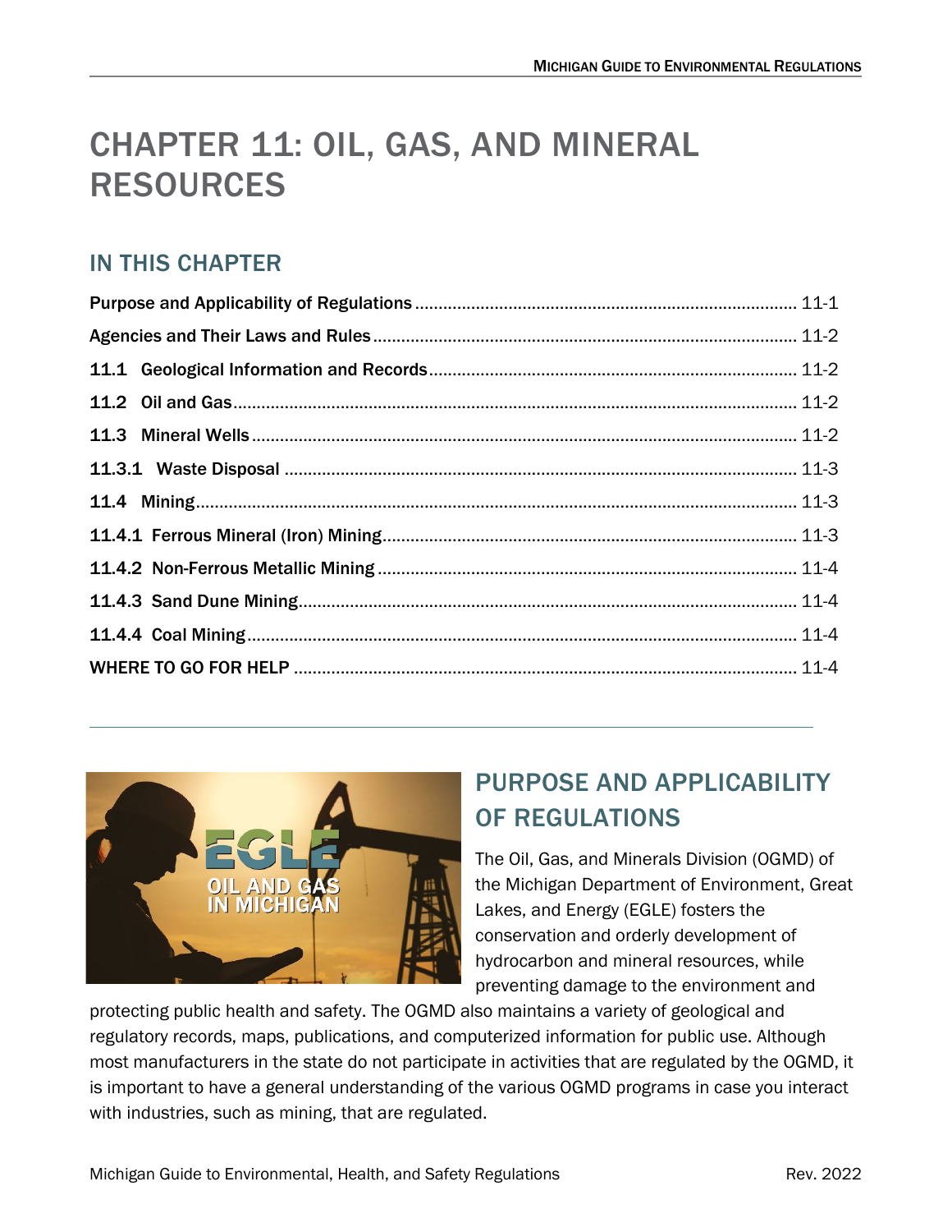# CHAPTER 11: OIL, GAS, AND MINERAL RESOURCES

## IN THIS CHAPTER

**Purpose and Applicability of Regulations** ........ 11-1

**Agencies and Their Laws and Rules** ........ 11-2

**11.1 Geological Information and Records** ........ 11-2

**11.2 Oil and Gas** ........ 11-2

**11.3 Mineral Wells** ........ 11-2

**11.3.1 Waste Disposal** ........ 11-3

**11.4 Mining** ........ 11-3

**11.4.1 Ferrous Mineral (Iron) Mining** ........ 11-3

**11.4.2 Non-Ferrous Metallic Mining** ........ 11-4

**11.4.3 Sand Dune Mining** ........ 11-4

**11.4.4 Coal Mining** ........ 11-4

**WHERE TO GO FOR HELP** ........ 11-4

---

## PURPOSE AND APPLICABILITY OF REGULATIONS

The Oil, Gas, and Minerals Division (OGMD) of the Michigan Department of Environment, Great Lakes, and Energy (EGLE) fosters the conservation and orderly development of hydrocarbon and mineral resources, while preventing damage to the environment and protecting public health and safety. The OGMD also maintains a variety of geological and regulatory records, maps, publications, and computerized information for public use. Although most manufacturers in the state do not participate in activities that are regulated by the OGMD, it is important to have a general understanding of the various OGMD programs in case you interact with industries, such as mining, that are regulated.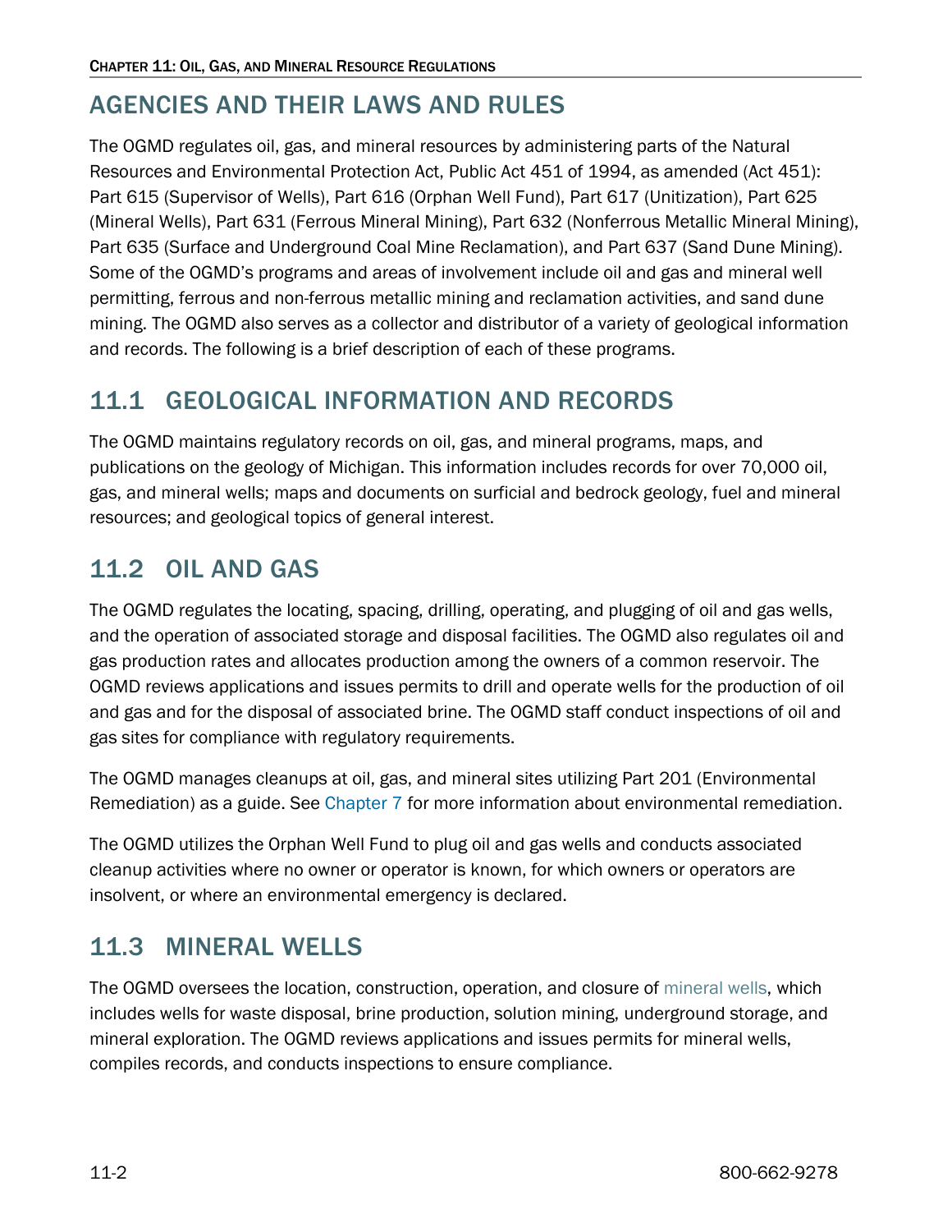## AGENCIES AND THEIR LAWS AND RULES

The OGMD regulates oil, gas, and mineral resources by administering parts of the Natural Resources and Environmental Protection Act, Public Act 451 of 1994, as amended (Act 451): Part 615 (Supervisor of Wells), Part 616 (Orphan Well Fund), Part 617 (Unitization), Part 625 (Mineral Wells), Part 631 (Ferrous Mineral Mining), Part 632 (Nonferrous Metallic Mineral Mining), Part 635 (Surface and Underground Coal Mine Reclamation), and Part 637 (Sand Dune Mining). Some of the OGMD's programs and areas of involvement include oil and gas and mineral well permitting, ferrous and non-ferrous metallic mining and reclamation activities, and sand dune mining. The OGMD also serves as a collector and distributor of a variety of geological information and records. The following is a brief description of each of these programs.

## 11.1 GEOLOGICAL INFORMATION AND RECORDS

The OGMD maintains regulatory records on oil, gas, and mineral programs, maps, and publications on the geology of Michigan. This information includes records for over 70,000 oil, gas, and mineral wells; maps and documents on surficial and bedrock geology, fuel and mineral resources; and geological topics of general interest.

## 11.2 OIL AND GAS

The OGMD regulates the locating, spacing, drilling, operating, and plugging of oil and gas wells, and the operation of associated storage and disposal facilities. The OGMD also regulates oil and gas production rates and allocates production among the owners of a common reservoir. The OGMD reviews applications and issues permits to drill and operate wells for the production of oil and gas and for the disposal of associated brine. The OGMD staff conduct inspections of oil and gas sites for compliance with regulatory requirements.

The OGMD manages cleanups at oil, gas, and mineral sites utilizing Part 201 (Environmental Remediation) as a guide. See Chapter 7 for more information about environmental remediation.

The OGMD utilizes the Orphan Well Fund to plug oil and gas wells and conducts associated cleanup activities where no owner or operator is known, for which owners or operators are insolvent, or where an environmental emergency is declared.

## 11.3 MINERAL WELLS

The OGMD oversees the location, construction, operation, and closure of mineral wells, which includes wells for waste disposal, brine production, solution mining, underground storage, and mineral exploration. The OGMD reviews applications and issues permits for mineral wells, compiles records, and conducts inspections to ensure compliance.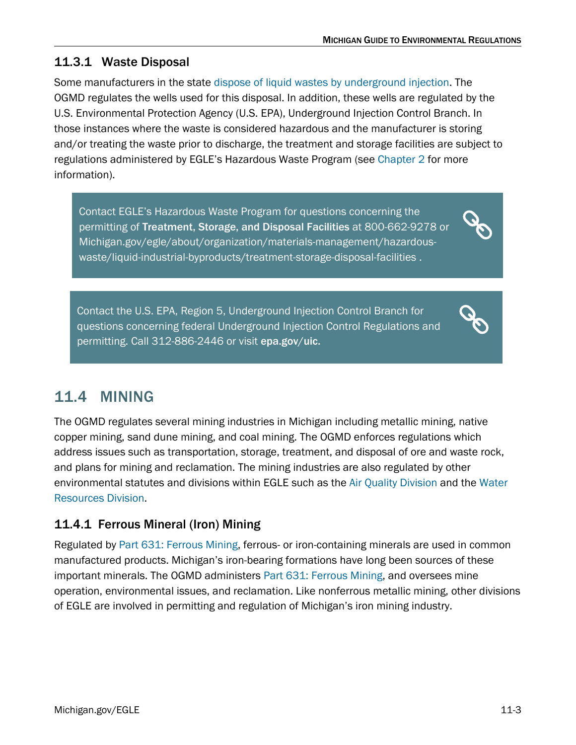### 11.3.1 Waste Disposal

Some manufacturers in the state dispose of liquid wastes by underground injection. The OGMD regulates the wells used for this disposal. In addition, these wells are regulated by the U.S. Environmental Protection Agency (U.S. EPA), Underground Injection Control Branch. In those instances where the waste is considered hazardous and the manufacturer is storing and/or treating the waste prior to discharge, the treatment and storage facilities are subject to regulations administered by EGLE's Hazardous Waste Program (see Chapter 2 for more information).

> Contact EGLE's Hazardous Waste Program for questions concerning the permitting of **Treatment, Storage, and Disposal Facilities** at 800-662-9278 or Michigan.gov/egle/about/organization/materials-management/hazardous-waste/liquid-industrial-byproducts/treatment-storage-disposal-facilities .

> Contact the U.S. EPA, Region 5, Underground Injection Control Branch for questions concerning federal Underground Injection Control Regulations and permitting. Call 312-886-2446 or visit **epa.gov/uic**.

## 11.4 MINING

The OGMD regulates several mining industries in Michigan including metallic mining, native copper mining, sand dune mining, and coal mining. The OGMD enforces regulations which address issues such as transportation, storage, treatment, and disposal of ore and waste rock, and plans for mining and reclamation. The mining industries are also regulated by other environmental statutes and divisions within EGLE such as the Air Quality Division and the Water Resources Division.

### 11.4.1 Ferrous Mineral (Iron) Mining

Regulated by Part 631: Ferrous Mining, ferrous- or iron-containing minerals are used in common manufactured products. Michigan's iron-bearing formations have long been sources of these important minerals. The OGMD administers Part 631: Ferrous Mining, and oversees mine operation, environmental issues, and reclamation. Like nonferrous metallic mining, other divisions of EGLE are involved in permitting and regulation of Michigan's iron mining industry.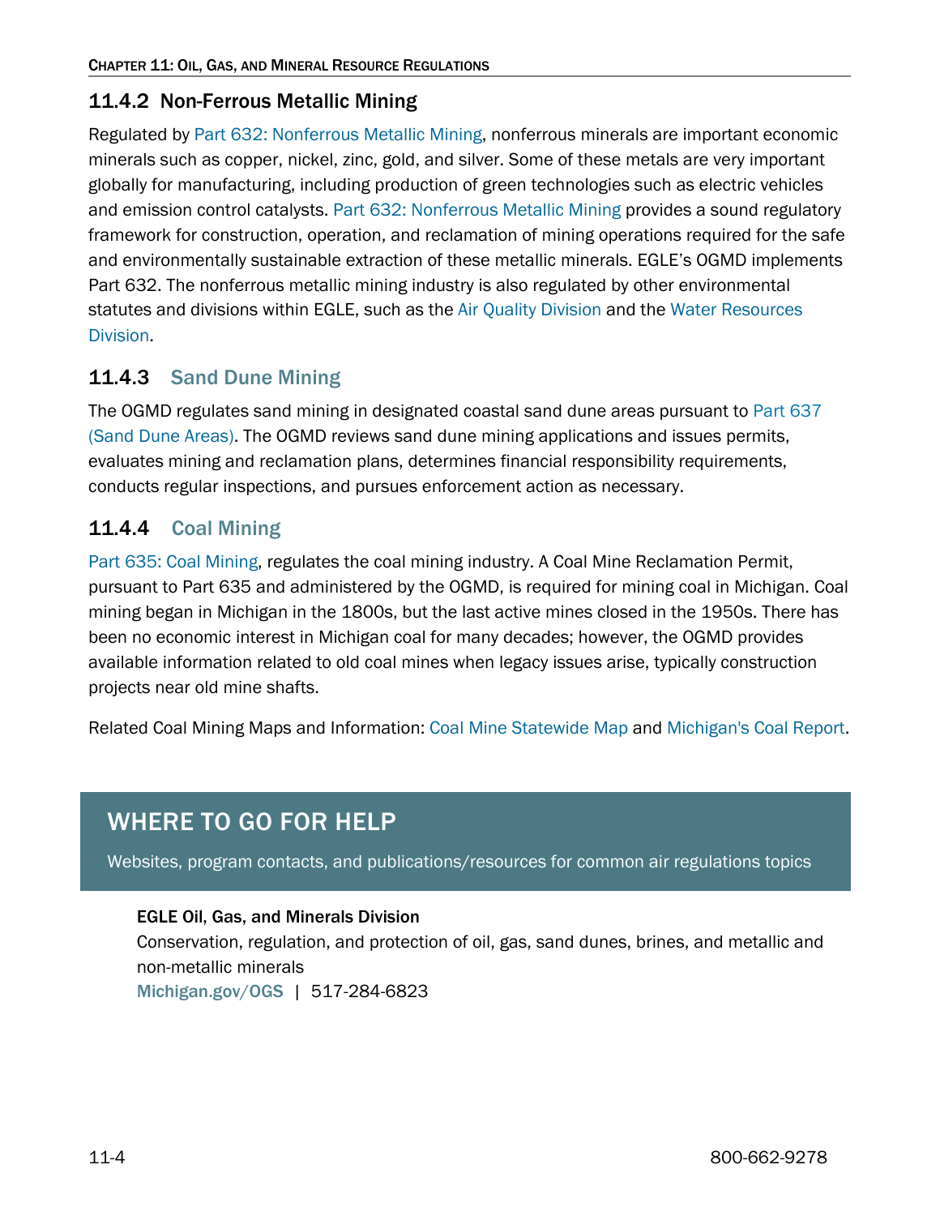### 11.4.2 Non-Ferrous Metallic Mining

Regulated by Part 632: Nonferrous Metallic Mining, nonferrous minerals are important economic minerals such as copper, nickel, zinc, gold, and silver. Some of these metals are very important globally for manufacturing, including production of green technologies such as electric vehicles and emission control catalysts. Part 632: Nonferrous Metallic Mining provides a sound regulatory framework for construction, operation, and reclamation of mining operations required for the safe and environmentally sustainable extraction of these metallic minerals. EGLE's OGMD implements Part 632. The nonferrous metallic mining industry is also regulated by other environmental statutes and divisions within EGLE, such as the Air Quality Division and the Water Resources Division.

### 11.4.3 Sand Dune Mining

The OGMD regulates sand mining in designated coastal sand dune areas pursuant to Part 637 (Sand Dune Areas). The OGMD reviews sand dune mining applications and issues permits, evaluates mining and reclamation plans, determines financial responsibility requirements, conducts regular inspections, and pursues enforcement action as necessary.

### 11.4.4 Coal Mining

Part 635: Coal Mining, regulates the coal mining industry. A Coal Mine Reclamation Permit, pursuant to Part 635 and administered by the OGMD, is required for mining coal in Michigan. Coal mining began in Michigan in the 1800s, but the last active mines closed in the 1950s. There has been no economic interest in Michigan coal for many decades; however, the OGMD provides available information related to old coal mines when legacy issues arise, typically construction projects near old mine shafts.

Related Coal Mining Maps and Information: Coal Mine Statewide Map and Michigan's Coal Report.

## WHERE TO GO FOR HELP

Websites, program contacts, and publications/resources for common air regulations topics

**EGLE Oil, Gas, and Minerals Division**
Conservation, regulation, and protection of oil, gas, sand dunes, brines, and metallic and non-metallic minerals
Michigan.gov/OGS | 517-284-6823